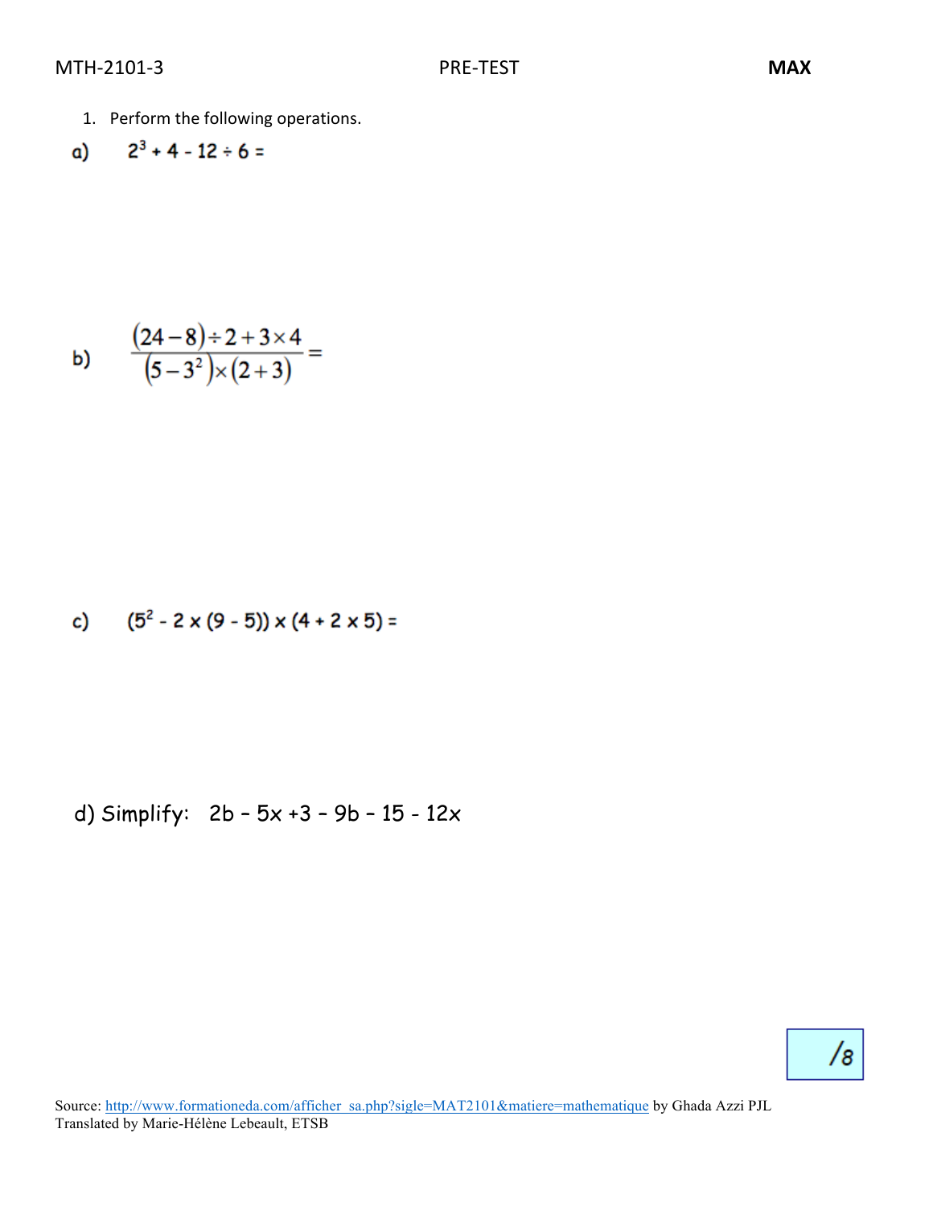MTH-2101-3 PRE-TEST **MAX**

1. Perform the following operations.

a) $2^3 + 4 - 12 \div 6 =$

b) $\dfrac{(24-8)\div 2 + 3\times 4}{(5-3^2)\times(2+3)} =$

c) $(5^2 - 2 \times (9 - 5)) \times (4 + 2 \times 5) =$

d) Simplify: $2b - 5x + 3 - 9b - 15 - 12x$

/8

Source: http://www.formationeda.com/afficher_sa.php?sigle=MAT2101&matiere=mathematique by Ghada Azzi PJL
Translated by Marie-Hélène Lebeault, ETSB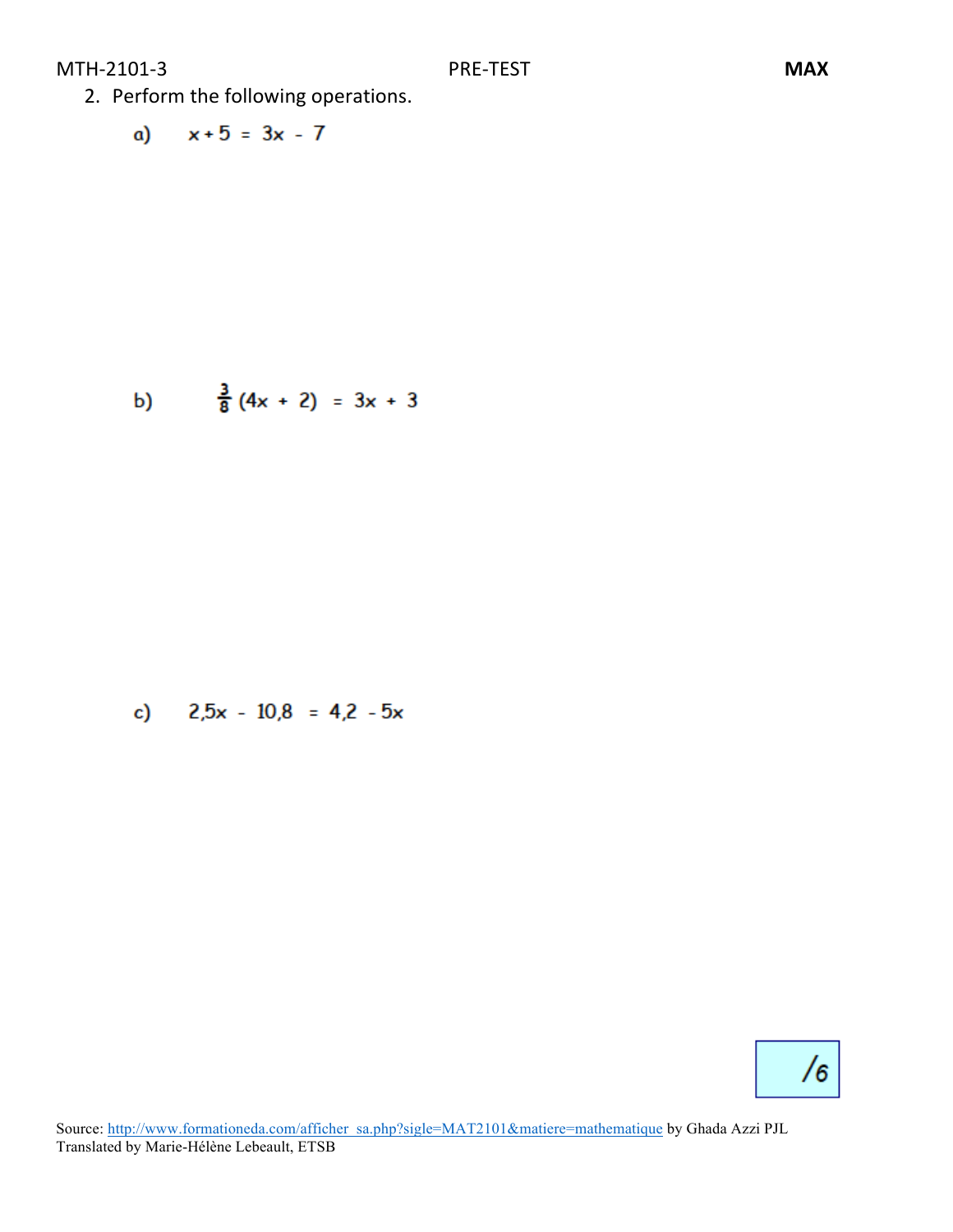2. Perform the following operations.

a) $x + 5 = 3x - 7$

b) $\frac{3}{8}(4x + 2) = 3x + 3$

c) $2{,}5x - 10{,}8 = 4{,}2 - 5x$

/6

Source: http://www.formationeda.com/afficher_sa.php?sigle=MAT2101&matiere=mathematique by Ghada Azzi PJL
Translated by Marie-Hélène Lebeault, ETSB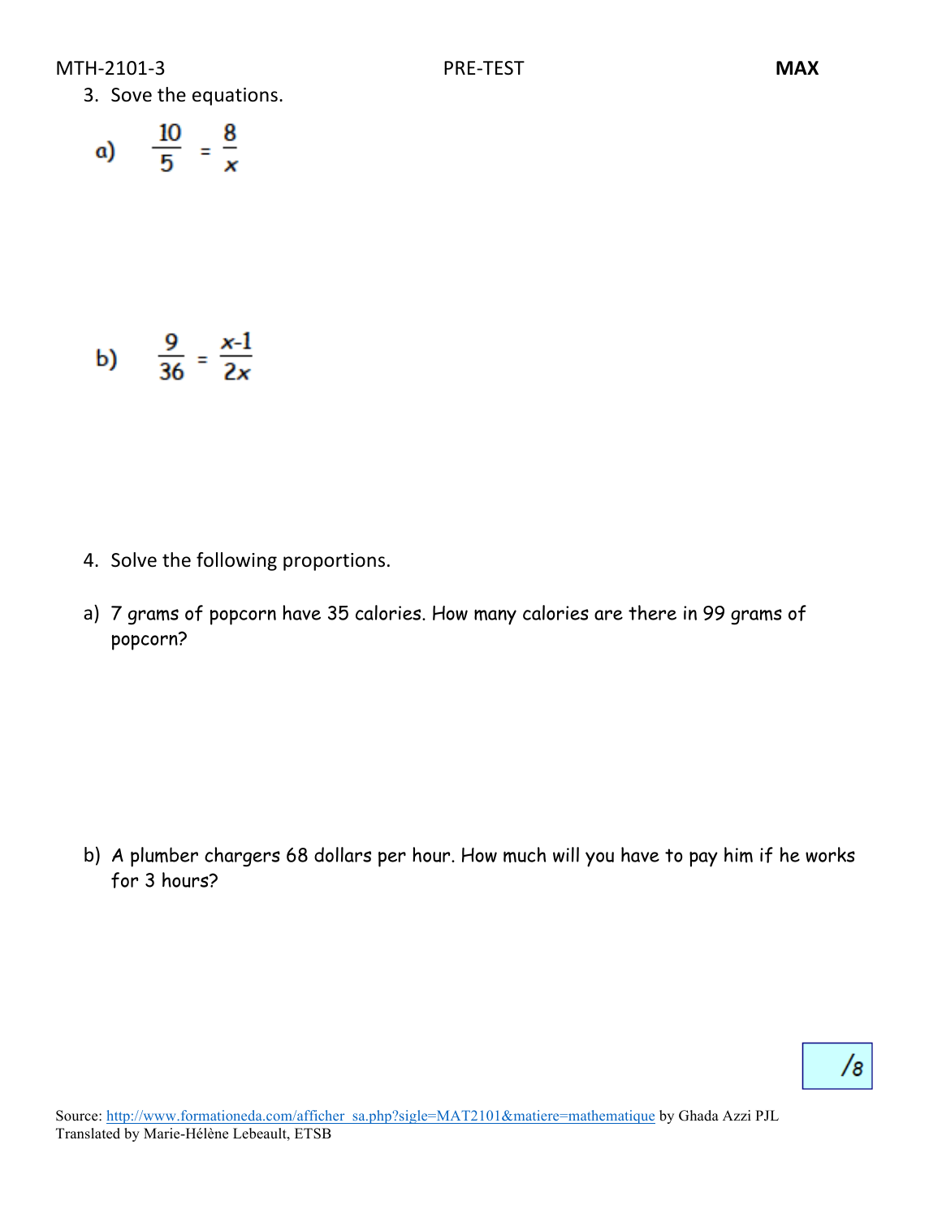3. Sove the equations.

a) $\frac{10}{5} = \frac{8}{x}$

b) $\frac{9}{36} = \frac{x-1}{2x}$

4. Solve the following proportions.

a) 7 grams of popcorn have 35 calories. How many calories are there in 99 grams of popcorn?

b) A plumber chargers 68 dollars per hour. How much will you have to pay him if he works for 3 hours?

/8

Source: http://www.formationeda.com/afficher_sa.php?sigle=MAT2101&matiere=mathematique by Ghada Azzi PJL
Translated by Marie-Hélène Lebeault, ETSB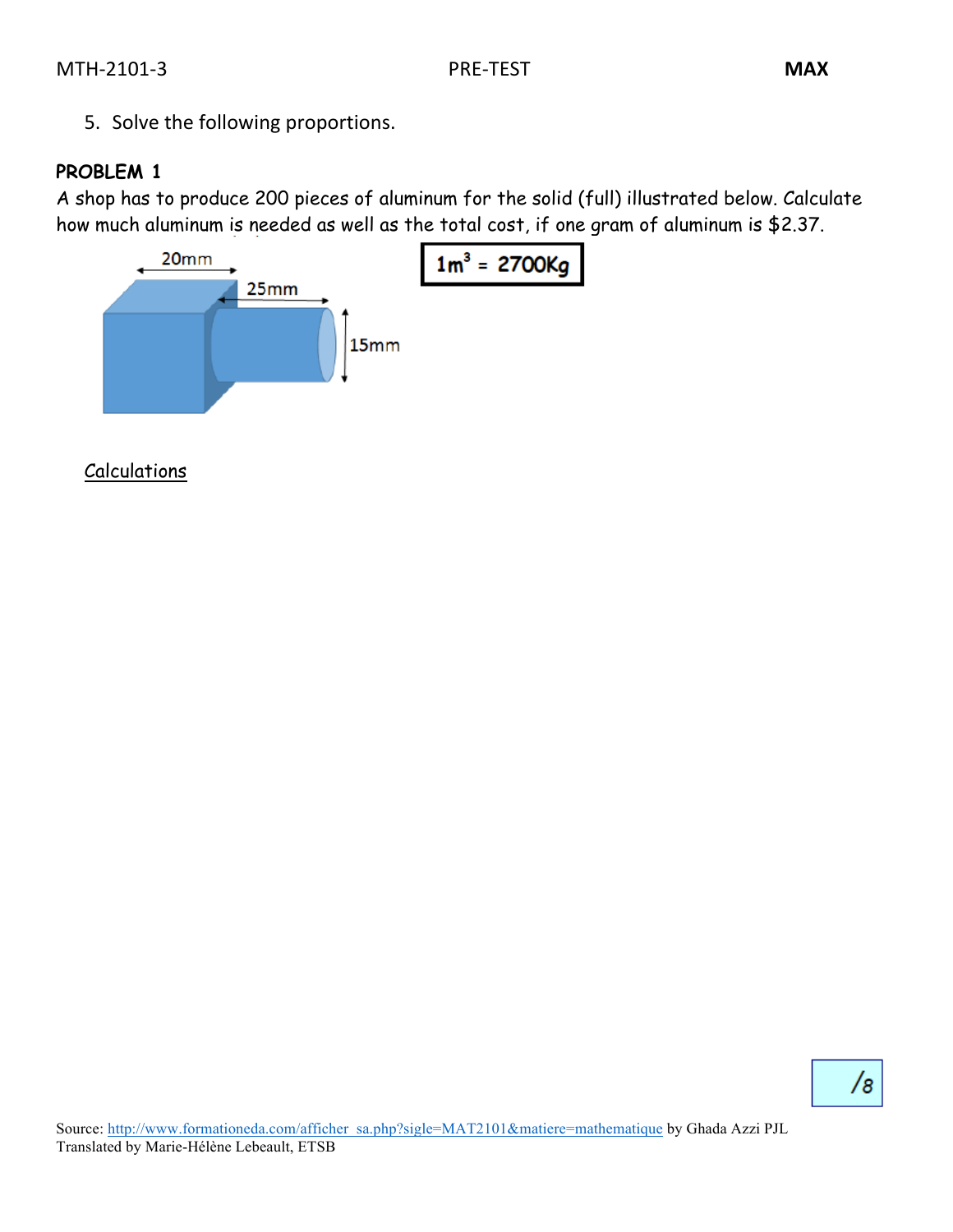5. Solve the following proportions.

**PROBLEM 1**

A shop has to produce 200 pieces of aluminum for the solid (full) illustrated below. Calculate how much aluminum is needed as well as the total cost, if one gram of aluminum is $2.37.

20mm

25mm

15mm

**$1m^3$ = 2700Kg**

Calculations

/8

Source: http://www.formationeda.com/afficher_sa.php?sigle=MAT2101&matiere=mathematique by Ghada Azzi PJL
Translated by Marie-Hélène Lebeault, ETSB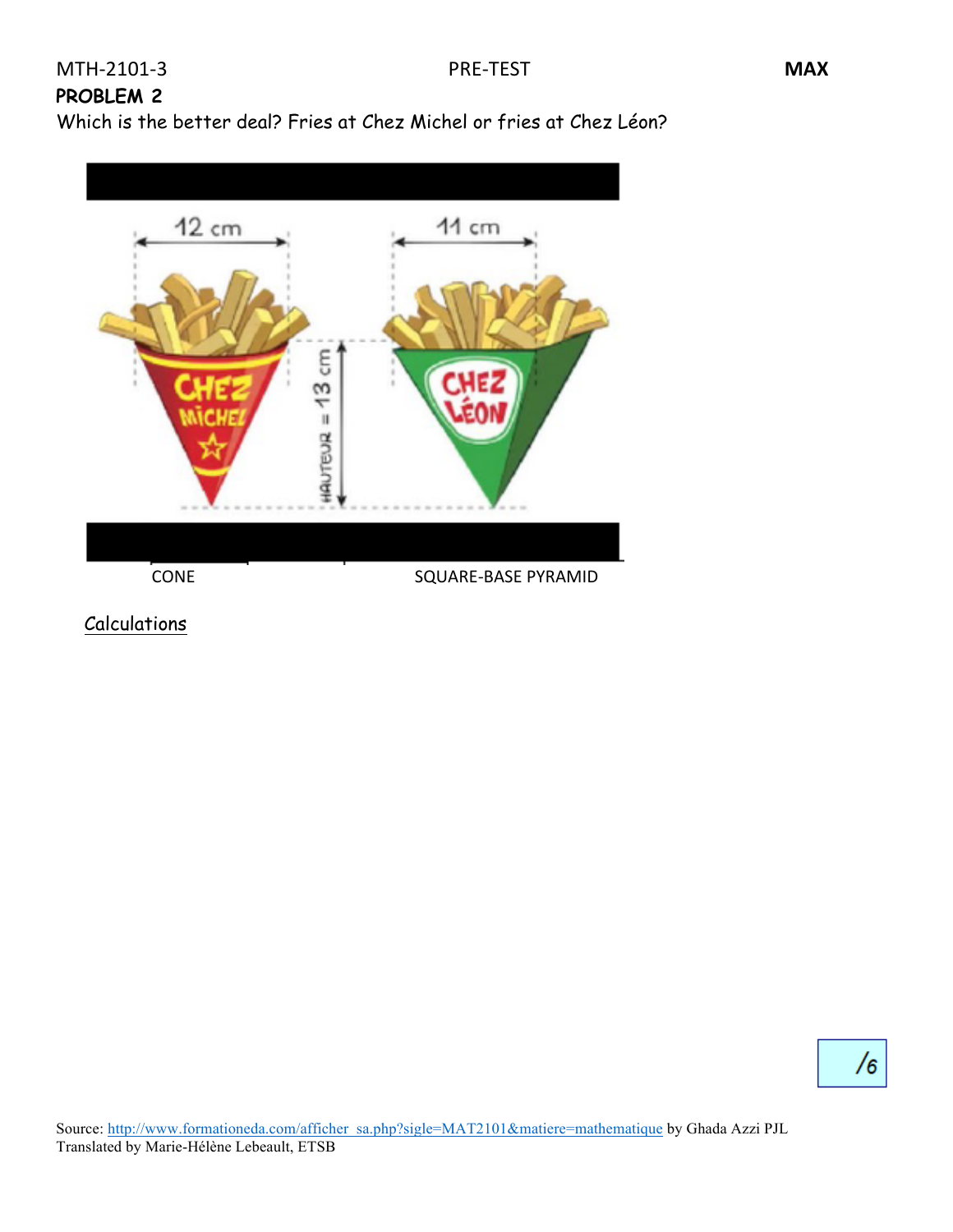MTH-2101-3 PRE-TEST **MAX**

**PROBLEM 2**

Which is the better deal? Fries at Chez Michel or fries at Chez Léon?

12 cm

11 cm

HAUTEUR = 13 cm

CHEZ MICHEL

CHEZ LÉON

CONE SQUARE-BASE PYRAMID

Calculations

/6

Source: http://www.formationeda.com/afficher_sa.php?sigle=MAT2101&matiere=mathematique by Ghada Azzi PJL
Translated by Marie-Hélène Lebeault, ETSB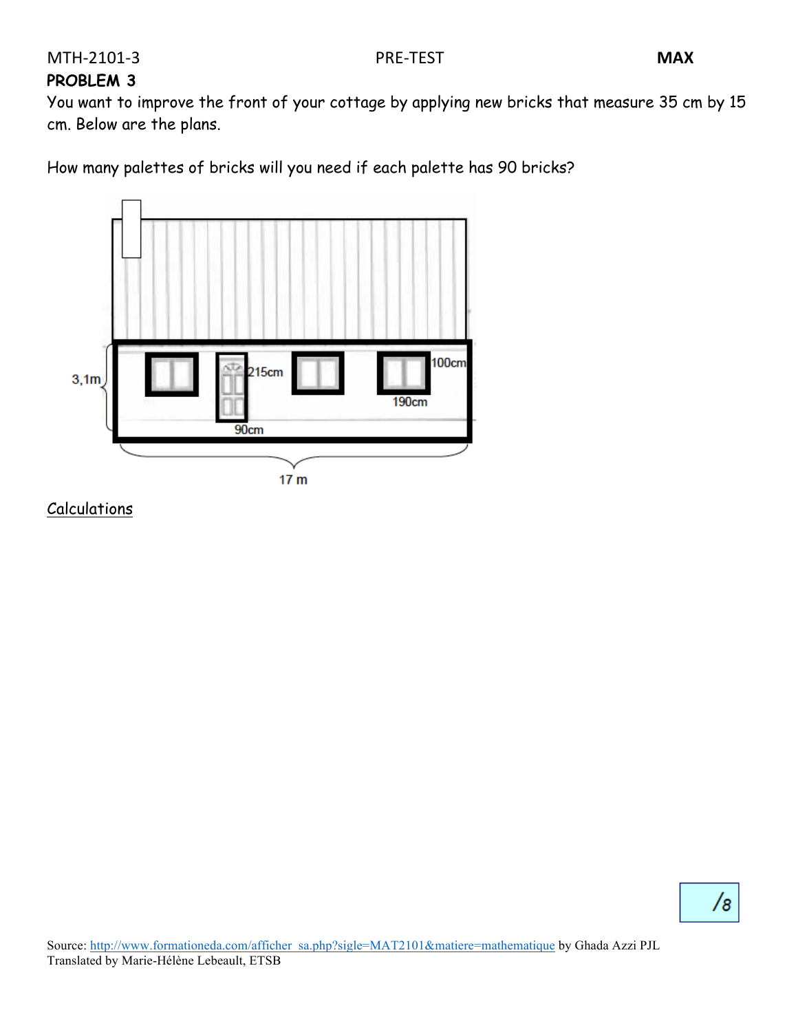**PROBLEM 3**

You want to improve the front of your cottage by applying new bricks that measure 35 cm by 15 cm. Below are the plans.

How many palettes of bricks will you need if each palette has 90 bricks?

3,1m

215cm

100cm

190cm

90cm

17 m

<u>Calculations</u>

/8

Source: http://www.formationeda.com/afficher_sa.php?sigle=MAT2101&matiere=mathematique by Ghada Azzi PJL
Translated by Marie-Hélène Lebeault, ETSB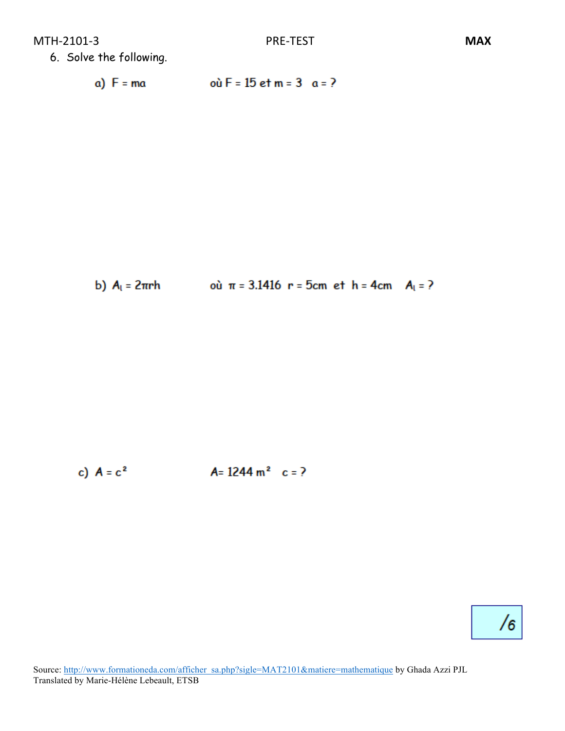6. Solve the following.

a) $F = ma$ où $F = 15$ et $m = 3$ $a = ?$

b) $A_l = 2\pi rh$ où $\pi = 3.1416$ $r = 5\text{cm}$ et $h = 4\text{cm}$ $A_l = ?$

c) $A = c^2$ $A = 1244 \text{ m}^2$ $c = ?$

/6

Source: http://www.formationeda.com/afficher_sa.php?sigle=MAT2101&matiere=mathematique by Ghada Azzi PJL
Translated by Marie-Hélène Lebeault, ETSB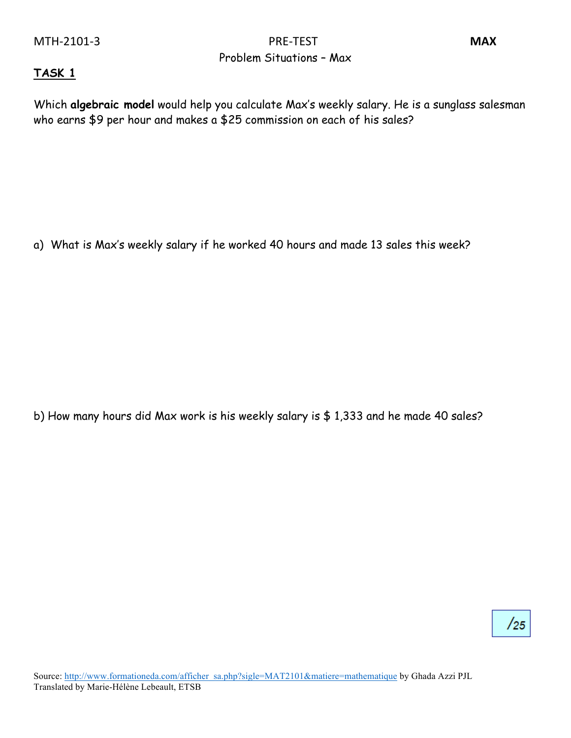MTH-2101-3 PRE-TEST **MAX**

Problem Situations – Max

**TASK 1**

Which **algebraic model** would help you calculate Max's weekly salary. He is a sunglass salesman who earns $9 per hour and makes a $25 commission on each of his sales?

a) What is Max's weekly salary if he worked 40 hours and made 13 sales this week?

b) How many hours did Max work is his weekly salary is $ 1,333 and he made 40 sales?

/25

Source: http://www.formationeda.com/afficher_sa.php?sigle=MAT2101&matiere=mathematique by Ghada Azzi PJL
Translated by Marie-Hélène Lebeault, ETSB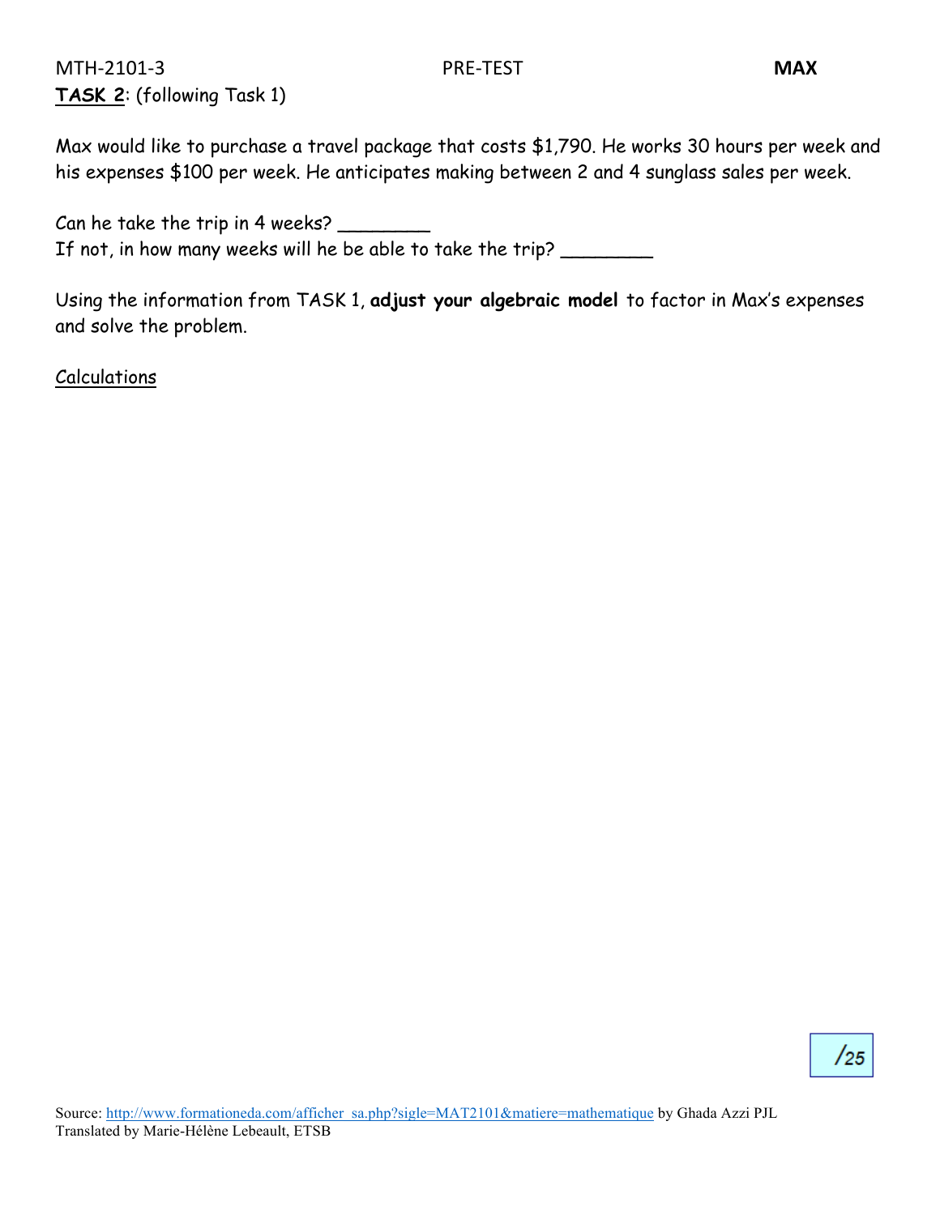MTH-2101-3 PRE-TEST **MAX**

**TASK 2**: (following Task 1)

Max would like to purchase a travel package that costs $1,790. He works 30 hours per week and his expenses $100 per week. He anticipates making between 2 and 4 sunglass sales per week.

Can he take the trip in 4 weeks? ________

If not, in how many weeks will he be able to take the trip? ________

Using the information from TASK 1, **adjust your algebraic model** to factor in Max's expenses and solve the problem.

Calculations

/25

Source: http://www.formationeda.com/afficher_sa.php?sigle=MAT2101&matiere=mathematique by Ghada Azzi PJL
Translated by Marie-Hélène Lebeault, ETSB